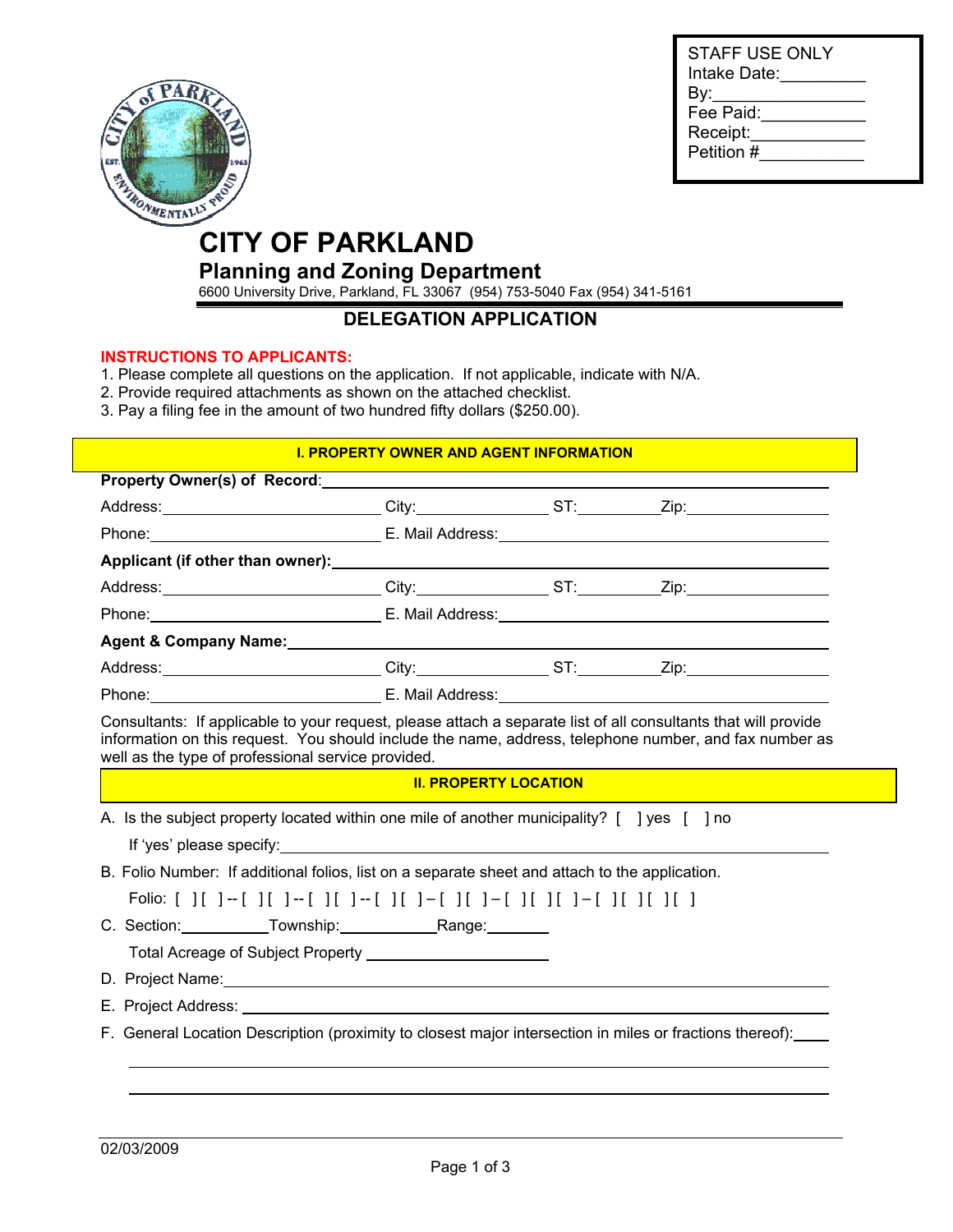STAFF USE ONLY
Intake Date:_________
By:________________
Fee Paid:___________
Receipt:____________
Petition #___________

# CITY OF PARKLAND

## Planning and Zoning Department

6600 University Drive, Parkland, FL 33067 (954) 753-5040 Fax (954) 341-5161

## DELEGATION APPLICATION

**INSTRUCTIONS TO APPLICANTS:**

1. Please complete all questions on the application. If not applicable, indicate with N/A.
2. Provide required attachments as shown on the attached checklist.
3. Pay a filing fee in the amount of two hundred fifty dollars ($250.00).

### I. PROPERTY OWNER AND AGENT INFORMATION

**Property Owner(s) of Record**:______________________________________________

Address:____________________ City:____________ ST:________ Zip:____________

Phone:____________________ E. Mail Address:______________________________

**Applicant (if other than owner):**______________________________________________

Address:____________________ City:____________ ST:________ Zip:____________

Phone:____________________ E. Mail Address:______________________________

**Agent & Company Name:**______________________________________________

Address:____________________ City:____________ ST:________ Zip:____________

Phone:____________________ E. Mail Address:______________________________

Consultants: If applicable to your request, please attach a separate list of all consultants that will provide information on this request. You should include the name, address, telephone number, and fax number as well as the type of professional service provided.

### II. PROPERTY LOCATION

A. Is the subject property located within one mile of another municipality? [ ] yes [ ] no

If 'yes' please specify:______________________________________________

B. Folio Number: If additional folios, list on a separate sheet and attach to the application.

Folio: [ ][ ] -- [ ][ ] -- [ ][ ] -- [ ][ ] – [ ][ ] – [ ][ ][ ] – [ ][ ][ ][ ]

C. Section:__________ Township:__________ Range:________

Total Acreage of Subject Property ____________________

D. Project Name:______________________________________________

E. Project Address:______________________________________________

F. General Location Description (proximity to closest major intersection in miles or fractions thereof):____

______________________________________________

______________________________________________

02/03/2009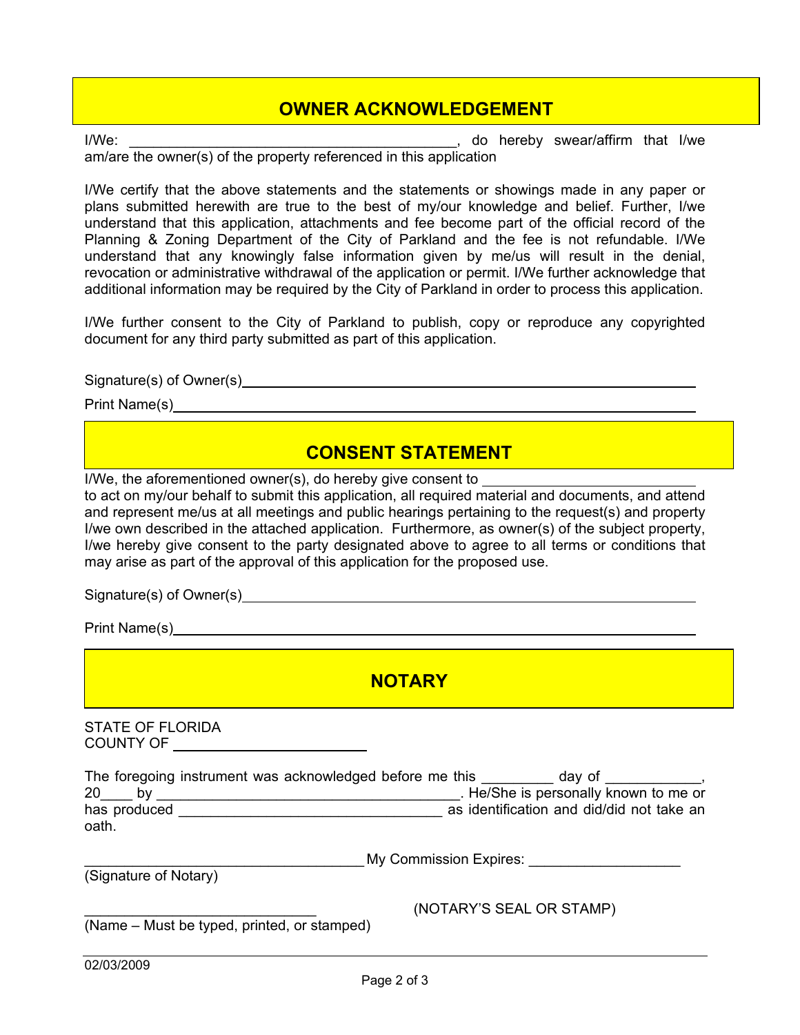## OWNER ACKNOWLEDGEMENT

I/We: ________________________________________, do hereby swear/affirm that I/we am/are the owner(s) of the property referenced in this application

I/We certify that the above statements and the statements or showings made in any paper or plans submitted herewith are true to the best of my/our knowledge and belief. Further, I/we understand that this application, attachments and fee become part of the official record of the Planning & Zoning Department of the City of Parkland and the fee is not refundable. I/We understand that any knowingly false information given by me/us will result in the denial, revocation or administrative withdrawal of the application or permit. I/We further acknowledge that additional information may be required by the City of Parkland in order to process this application.

I/We further consent to the City of Parkland to publish, copy or reproduce any copyrighted document for any third party submitted as part of this application.

Signature(s) of Owner(s)________________________________________________

Print Name(s)________________________________________________

## CONSENT STATEMENT

I/We, the aforementioned owner(s), do hereby give consent to ________________________ to act on my/our behalf to submit this application, all required material and documents, and attend and represent me/us at all meetings and public hearings pertaining to the request(s) and property I/we own described in the attached application. Furthermore, as owner(s) of the subject property, I/we hereby give consent to the party designated above to agree to all terms or conditions that may arise as part of the approval of this application for the proposed use.

Signature(s) of Owner(s)________________________________________________

Print Name(s)________________________________________________

## NOTARY

STATE OF FLORIDA
COUNTY OF ______________________

The foregoing instrument was acknowledged before me this _________ day of ____________, 20____ by ______________________________________. He/She is personally known to me or has produced _________________________________ as identification and did/did not take an oath.

___________________________________ My Commission Expires: ___________________
(Signature of Notary)

_____________________________ (NOTARY'S SEAL OR STAMP)
(Name – Must be typed, printed, or stamped)

02/03/2009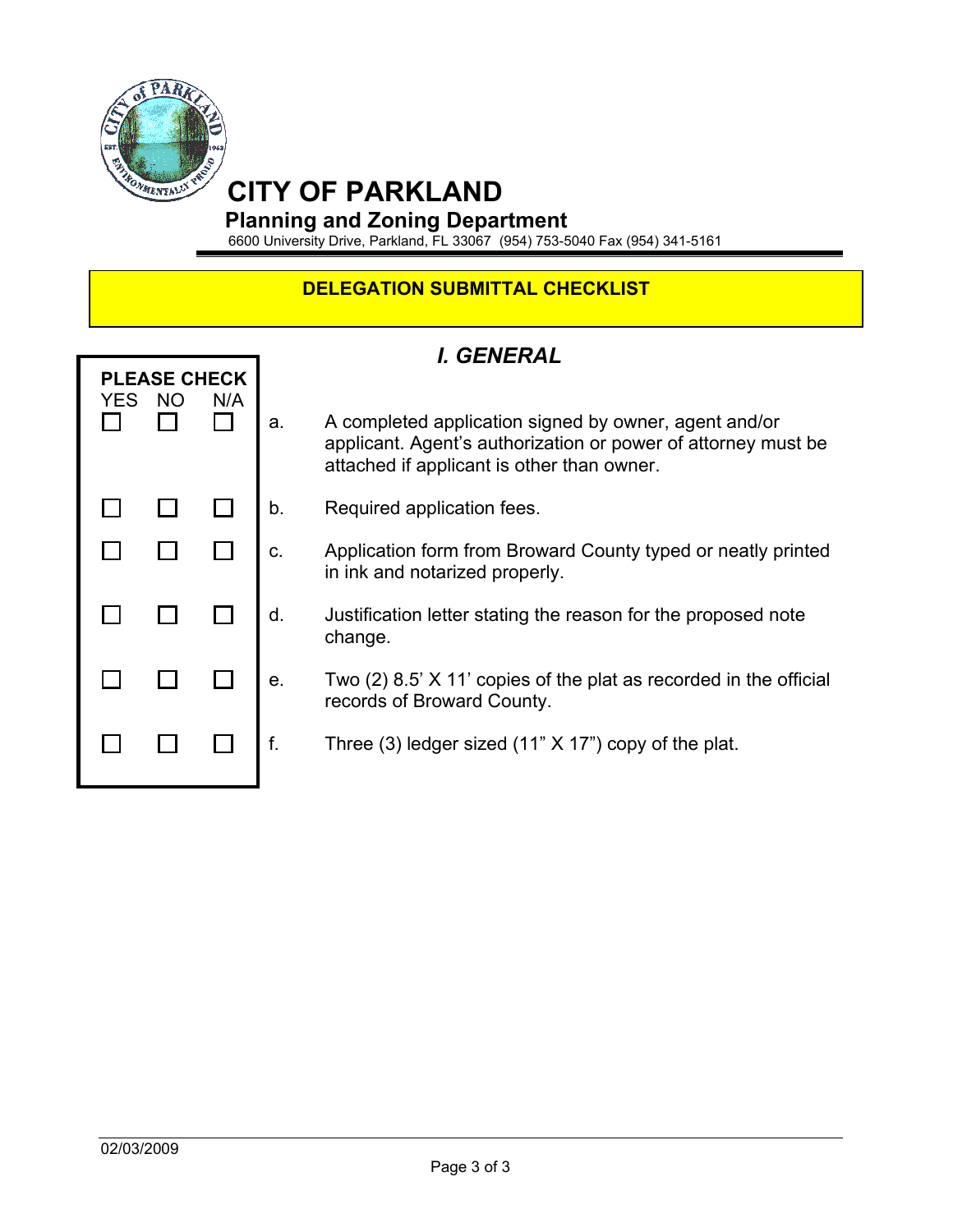# CITY OF PARKLAND

## Planning and Zoning Department

6600 University Drive, Parkland, FL 33067 (954) 753-5040 Fax (954) 341-5161

## DELEGATION SUBMITTAL CHECKLIST

### *I. GENERAL*

| PLEASE CHECK YES | NO | N/A | | |
|---|---|---|---|---|
| ☐ | ☐ | ☐ | a. | A completed application signed by owner, agent and/or applicant. Agent's authorization or power of attorney must be attached if applicant is other than owner. |
| ☐ | ☐ | ☐ | b. | Required application fees. |
| ☐ | ☐ | ☐ | c. | Application form from Broward County typed or neatly printed in ink and notarized properly. |
| ☐ | ☐ | ☐ | d. | Justification letter stating the reason for the proposed note change. |
| ☐ | ☐ | ☐ | e. | Two (2) 8.5' X 11' copies of the plat as recorded in the official records of Broward County. |
| ☐ | ☐ | ☐ | f. | Three (3) ledger sized (11" X 17") copy of the plat. |

02/03/2009